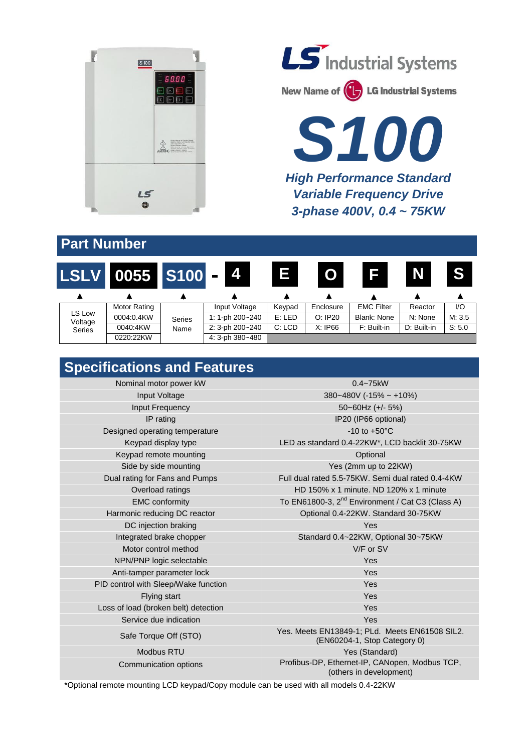LS Industrial Systems

New Name of LG Industrial Systems

# S100

***High Performance Standard Variable Frequency Drive***

***3-phase 400V, 0.4 ~ 75KW***

## Part Number

| LSLV | 0055 | S100 | - 4 | E | O | F | N | S |
|---|---|---|---|---|---|---|---|---|
| LS Low Voltage Series | Motor Rating | Series Name | Input Voltage | Keypad | Enclosure | EMC Filter | Reactor | I/O |
| | 0004:0.4KW | | 1: 1-ph 200~240 | E: LED | O: IP20 | Blank: None | N: None | M: 3.5 |
| | 0040:4KW | | 2: 3-ph 200~240 | C: LCD | X: IP66 | F: Built-in | D: Built-in | S: 5.0 |
| | 0220:22KW | | 4: 3-ph 380~480 | | | | | |

## Specifications and Features

| Feature | Specification |
|---|---|
| Nominal motor power kW | 0.4~75kW |
| Input Voltage | 380~480V (-15% ~ +10%) |
| Input Frequency | 50~60Hz (+/- 5%) |
| IP rating | IP20 (IP66 optional) |
| Designed operating temperature | -10 to +50°C |
| Keypad display type | LED as standard 0.4-22KW*, LCD backlit 30-75KW |
| Keypad remote mounting | Optional |
| Side by side mounting | Yes (2mm up to 22KW) |
| Dual rating for Fans and Pumps | Full dual rated 5.5-75KW. Semi dual rated 0.4-4KW |
| Overload ratings | HD 150% x 1 minute. ND 120% x 1 minute |
| EMC conformity | To EN61800-3, 2nd Environment / Cat C3 (Class A) |
| Harmonic reducing DC reactor | Optional 0.4-22KW. Standard 30-75KW |
| DC injection braking | Yes |
| Integrated brake chopper | Standard 0.4~22KW, Optional 30~75KW |
| Motor control method | V/F or SV |
| NPN/PNP logic selectable | Yes |
| Anti-tamper parameter lock | Yes |
| PID control with Sleep/Wake function | Yes |
| Flying start | Yes |
| Loss of load (broken belt) detection | Yes |
| Service due indication | Yes |
| Safe Torque Off (STO) | Yes. Meets EN13849-1; PLd. Meets EN61508 SIL2. (EN60204-1, Stop Category 0) |
| Modbus RTU | Yes (Standard) |
| Communication options | Profibus-DP, Ethernet-IP, CANopen, Modbus TCP, (others in development) |

*Optional remote mounting LCD keypad/Copy module can be used with all models 0.4-22KW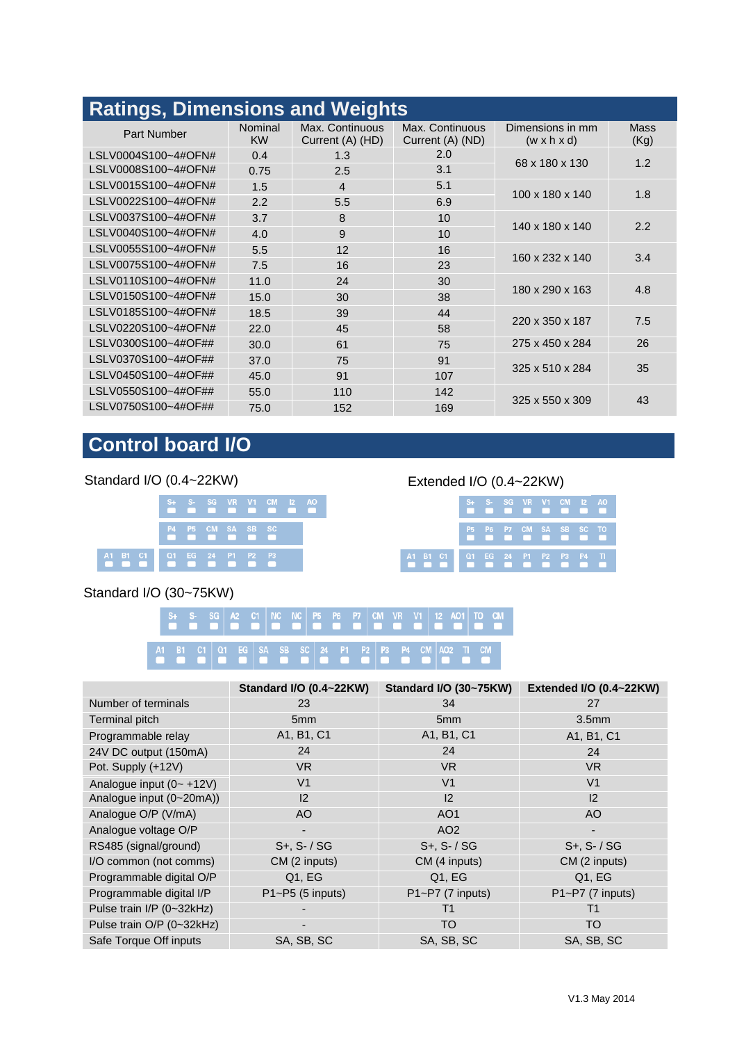## Ratings, Dimensions and Weights

| Part Number | Nominal KW | Max. Continuous Current (A) (HD) | Max. Continuous Current (A) (ND) | Dimensions in mm (w x h x d) | Mass (Kg) |
|---|---|---|---|---|---|
| LSLV0004S100~4#OFN# | 0.4 | 1.3 | 2.0 | 68 x 180 x 130 | 1.2 |
| LSLV0008S100~4#OFN# | 0.75 | 2.5 | 3.1 | | |
| LSLV0015S100~4#OFN# | 1.5 | 4 | 5.1 | 100 x 180 x 140 | 1.8 |
| LSLV0022S100~4#OFN# | 2.2 | 5.5 | 6.9 | | |
| LSLV0037S100~4#OFN# | 3.7 | 8 | 10 | 140 x 180 x 140 | 2.2 |
| LSLV0040S100~4#OFN# | 4.0 | 9 | 10 | | |
| LSLV0055S100~4#OFN# | 5.5 | 12 | 16 | 160 x 232 x 140 | 3.4 |
| LSLV0075S100~4#OFN# | 7.5 | 16 | 23 | | |
| LSLV0110S100~4#OFN# | 11.0 | 24 | 30 | 180 x 290 x 163 | 4.8 |
| LSLV0150S100~4#OFN# | 15.0 | 30 | 38 | | |
| LSLV0185S100~4#OFN# | 18.5 | 39 | 44 | 220 x 350 x 187 | 7.5 |
| LSLV0220S100~4#OFN# | 22.0 | 45 | 58 | | |
| LSLV0300S100~4#OF## | 30.0 | 61 | 75 | 275 x 450 x 284 | 26 |
| LSLV0370S100~4#OF## | 37.0 | 75 | 91 | 325 x 510 x 284 | 35 |
| LSLV0450S100~4#OF## | 45.0 | 91 | 107 | | |
| LSLV0550S100~4#OF## | 55.0 | 110 | 142 | 325 x 550 x 309 | 43 |
| LSLV0750S100~4#OF## | 75.0 | 152 | 169 | | |

## Control board I/O

Standard I/O (0.4~22KW)

S+ S- SG VR V1 CM I2 AO
P4 P5 CM SA SB SC
A1 B1 C1 Q1 EG 24 P1 P2 P3

Extended I/O (0.4~22KW)

S+ S- SG VR V1 CM I2 AO
P5 P6 P7 CM SA SB SC TO
A1 B1 C1 Q1 EG 24 P1 P2 P3 P4 TI

Standard I/O (30~75KW)

S+ S- SG A2 C1 NC NC P5 P6 P7 CM VR V1 I2 AO1 TO CM
A1 B1 C1 Q1 EG SA SB SC 24 P1 P2 P3 P4 CM AO2 TI CM

| | Standard I/O (0.4~22KW) | Standard I/O (30~75KW) | Extended I/O (0.4~22KW) |
|---|---|---|---|
| Number of terminals | 23 | 34 | 27 |
| Terminal pitch | 5mm | 5mm | 3.5mm |
| Programmable relay | A1, B1, C1 | A1, B1, C1 | A1, B1, C1 |
| 24V DC output (150mA) | 24 | 24 | 24 |
| Pot. Supply (+12V) | VR | VR | VR |
| Analogue input (0~ +12V) | V1 | V1 | V1 |
| Analogue input (0~20mA)) | I2 | I2 | I2 |
| Analogue O/P (V/mA) | AO | AO1 | AO |
| Analogue voltage O/P | - | AO2 | - |
| RS485 (signal/ground) | S+, S- / SG | S+, S- / SG | S+, S- / SG |
| I/O common (not comms) | CM (2 inputs) | CM (4 inputs) | CM (2 inputs) |
| Programmable digital O/P | Q1, EG | Q1, EG | Q1, EG |
| Programmable digital I/P | P1~P5 (5 inputs) | P1~P7 (7 inputs) | P1~P7 (7 inputs) |
| Pulse train I/P (0~32kHz) | - | T1 | T1 |
| Pulse train O/P (0~32kHz) | - | TO | TO |
| Safe Torque Off inputs | SA, SB, SC | SA, SB, SC | SA, SB, SC |

V1.3 May 2014